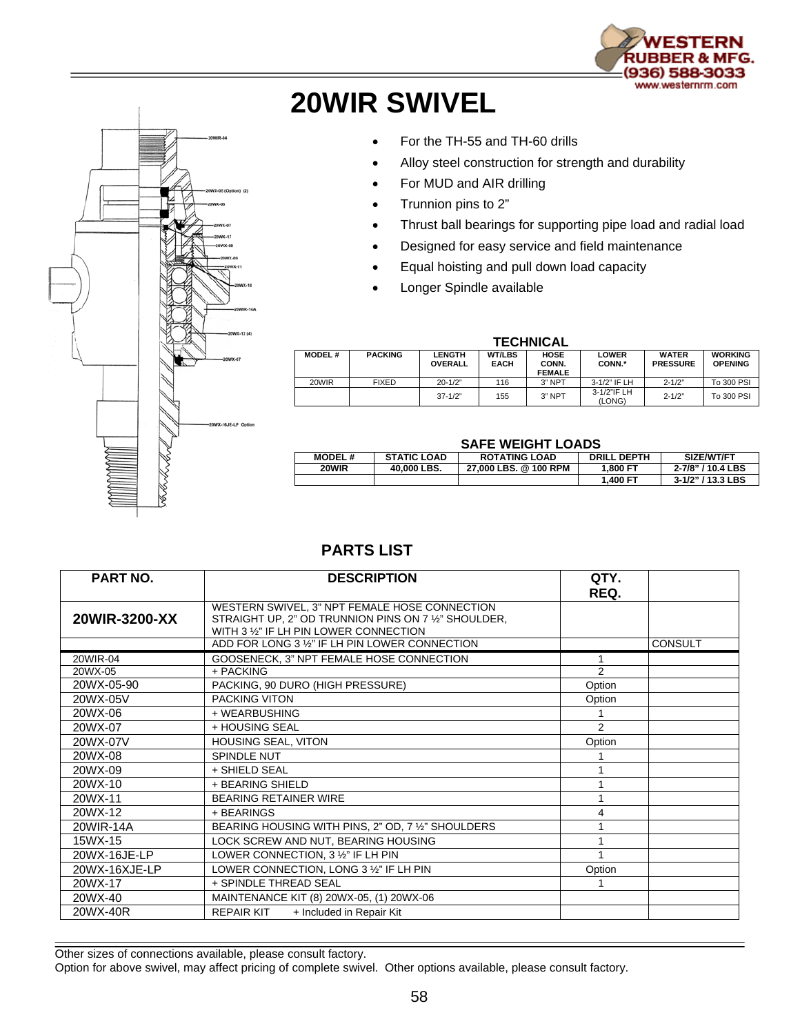# 20WIR SWIVEL

- For the TH-55 and TH-60 drills
- Alloy steel construction for strength and durability
- For MUD and AIR drilling
- Trunnion pins to 2"
- Thrust ball bearings for supporting pipe load and radial load
- Designed for easy service and field maintenance
- Equal hoisting and pull down load capacity
- Longer Spindle available

### TECHNICAL

| MODEL # | PACKING | LENGTH OVERALL | WT/LBS EACH | HOSE CONN. FEMALE | LOWER CONN.* | WATER PRESSURE | WORKING OPENING |
|---|---|---|---|---|---|---|---|
| 20WIR | FIXED | 20-1/2" | 116 | 3" NPT | 3-1/2" IF LH | 2-1/2" | To 300 PSI |
| | | 37-1/2" | 155 | 3" NPT | 3-1/2"IF LH (LONG) | 2-1/2" | To 300 PSI |

### SAFE WEIGHT LOADS

| MODEL # | STATIC LOAD | ROTATING LOAD | DRILL DEPTH | SIZE/WT/FT |
|---|---|---|---|---|
| **20WIR** | **40,000 LBS.** | **27,000 LBS. @ 100 RPM** | **1,800 FT** | **2-7/8" / 10.4 LBS** |
| | | | **1,400 FT** | **3-1/2" / 13.3 LBS** |

## PARTS LIST

| PART NO. | DESCRIPTION | QTY. REQ. | |
|---|---|---|---|
| **20WIR-3200-XX** | WESTERN SWIVEL, 3" NPT FEMALE HOSE CONNECTION STRAIGHT UP, 2" OD TRUNNION PINS ON 7 ½" SHOULDER, WITH 3 ½" IF LH PIN LOWER CONNECTION | | |
| | ADD FOR LONG 3 ½" IF LH PIN LOWER CONNECTION | | CONSULT |
| 20WIR-04 | GOOSENECK, 3" NPT FEMALE HOSE CONNECTION | 1 | |
| 20WX-05 | + PACKING | 2 | |
| 20WX-05-90 | PACKING, 90 DURO (HIGH PRESSURE) | Option | |
| 20WX-05V | PACKING VITON | Option | |
| 20WX-06 | + WEARBUSHING | 1 | |
| 20WX-07 | + HOUSING SEAL | 2 | |
| 20WX-07V | HOUSING SEAL, VITON | Option | |
| 20WX-08 | SPINDLE NUT | 1 | |
| 20WX-09 | + SHIELD SEAL | 1 | |
| 20WX-10 | + BEARING SHIELD | 1 | |
| 20WX-11 | BEARING RETAINER WIRE | 1 | |
| 20WX-12 | + BEARINGS | 4 | |
| 20WIR-14A | BEARING HOUSING WITH PINS, 2" OD, 7 ½" SHOULDERS | 1 | |
| 15WX-15 | LOCK SCREW AND NUT, BEARING HOUSING | 1 | |
| 20WX-16JE-LP | LOWER CONNECTION, 3 ½" IF LH PIN | 1 | |
| 20WX-16XJE-LP | LOWER CONNECTION, LONG 3 ½" IF LH PIN | Option | |
| 20WX-17 | + SPINDLE THREAD SEAL | 1 | |
| 20WX-40 | MAINTENANCE KIT (8) 20WX-05, (1) 20WX-06 | | |
| 20WX-40R | REPAIR KIT + Included in Repair Kit | | |

Other sizes of connections available, please consult factory.
Option for above swivel, may affect pricing of complete swivel. Other options available, please consult factory.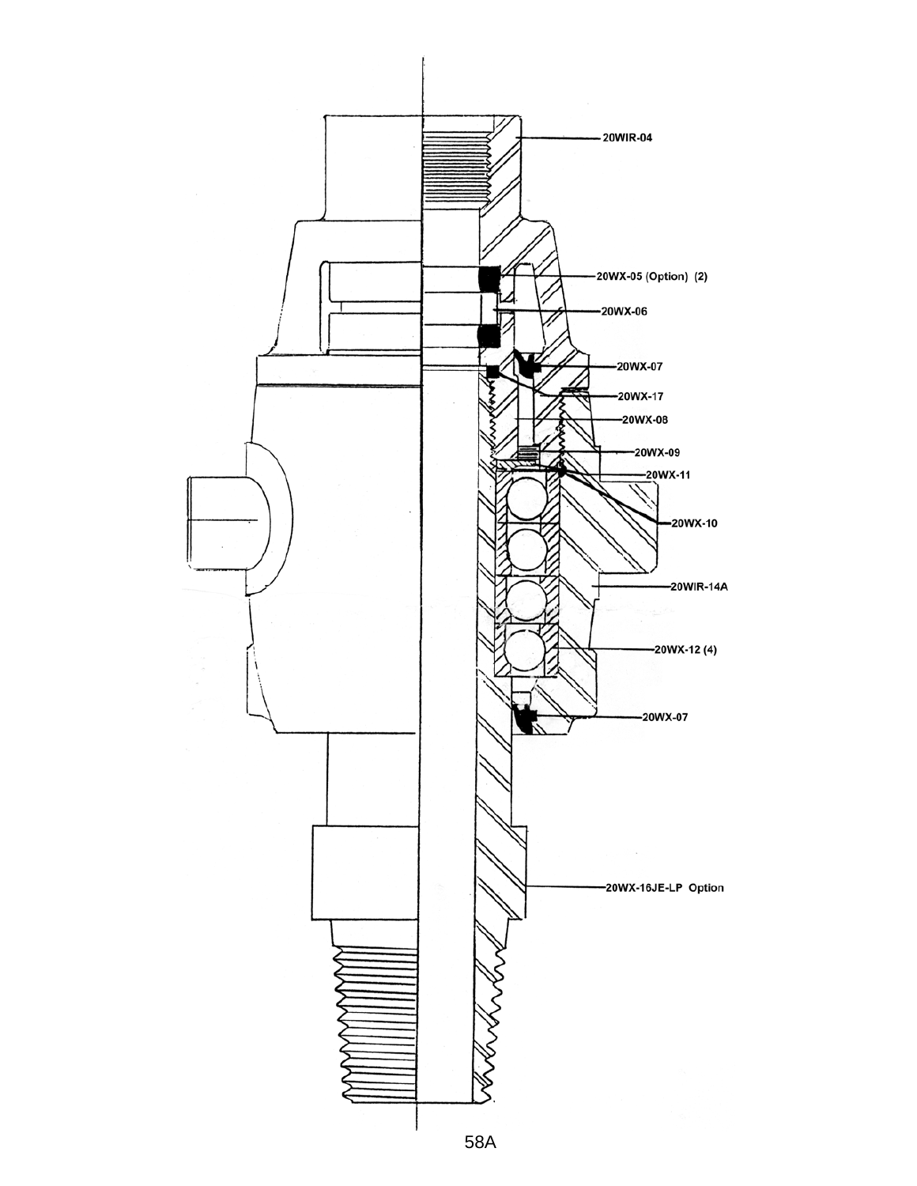20WIR-04

20WX-05 (Option) (2)

20WX-06

20WX-07

20WX-17

20WX-08

20WX-09

20WX-11

20WX-10

20WIR-14A

20WX-12 (4)

20WX-07

20WX-16JE-LP Option

58A